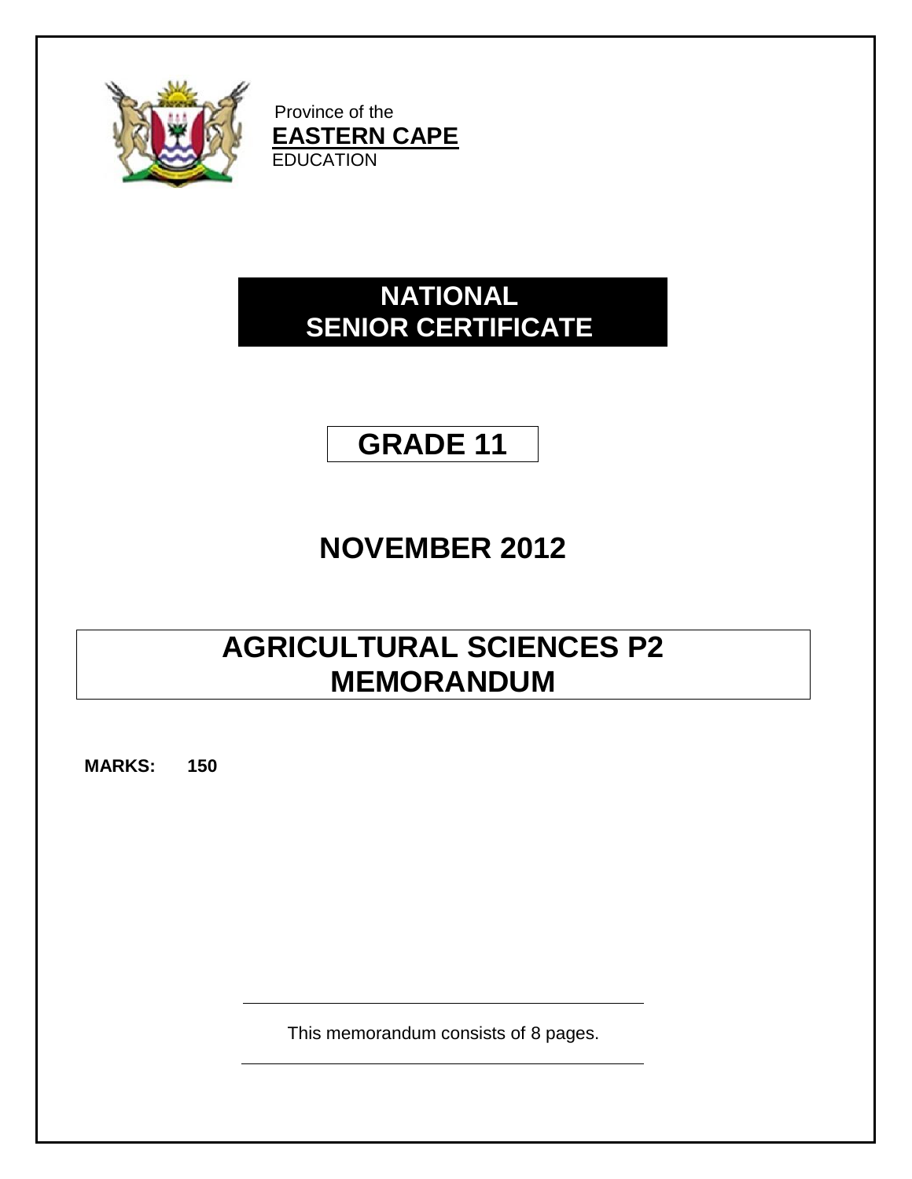Province of the
**EASTERN CAPE**
EDUCATION

# NATIONAL SENIOR CERTIFICATE

# GRADE 11

## NOVEMBER 2012

# AGRICULTURAL SCIENCES P2 MEMORANDUM

**MARKS: 150**

This memorandum consists of 8 pages.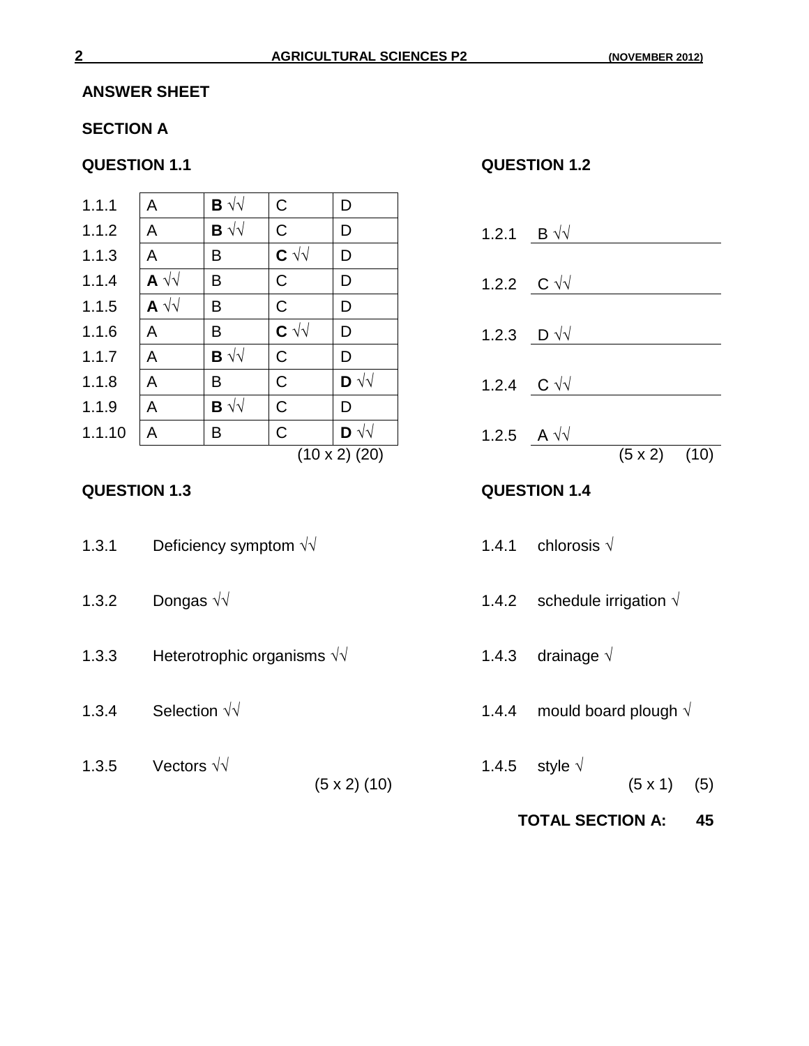**ANSWER SHEET**

**SECTION A**

**QUESTION 1.1**

| | | | | |
|---|---|---|---|---|
| 1.1.1 | A | **B** √√ | C | D |
| 1.1.2 | A | **B** √√ | C | D |
| 1.1.3 | A | B | **C** √√ | D |
| 1.1.4 | **A** √√ | B | C | D |
| 1.1.5 | **A** √√ | B | C | D |
| 1.1.6 | A | B | **C** √√ | D |
| 1.1.7 | A | **B** √√ | C | D |
| 1.1.8 | A | B | C | **D** √√ |
| 1.1.9 | A | **B** √√ | C | D |
| 1.1.10 | A | B | C | **D** √√ |

(10 x 2) (20)

**QUESTION 1.2**

1.2.1 B √√

1.2.2 C √√

1.2.3 D √√

1.2.4 C √√

1.2.5 A √√

(5 x 2) (10)

**QUESTION 1.3**

1.3.1 Deficiency symptom √√

1.3.2 Dongas √√

1.3.3 Heterotrophic organisms √√

1.3.4 Selection √√

1.3.5 Vectors √√

(5 x 2) (10)

**QUESTION 1.4**

1.4.1 chlorosis √

1.4.2 schedule irrigation √

1.4.3 drainage √

1.4.4 mould board plough √

1.4.5 style √

(5 x 1) (5)

**TOTAL SECTION A: 45**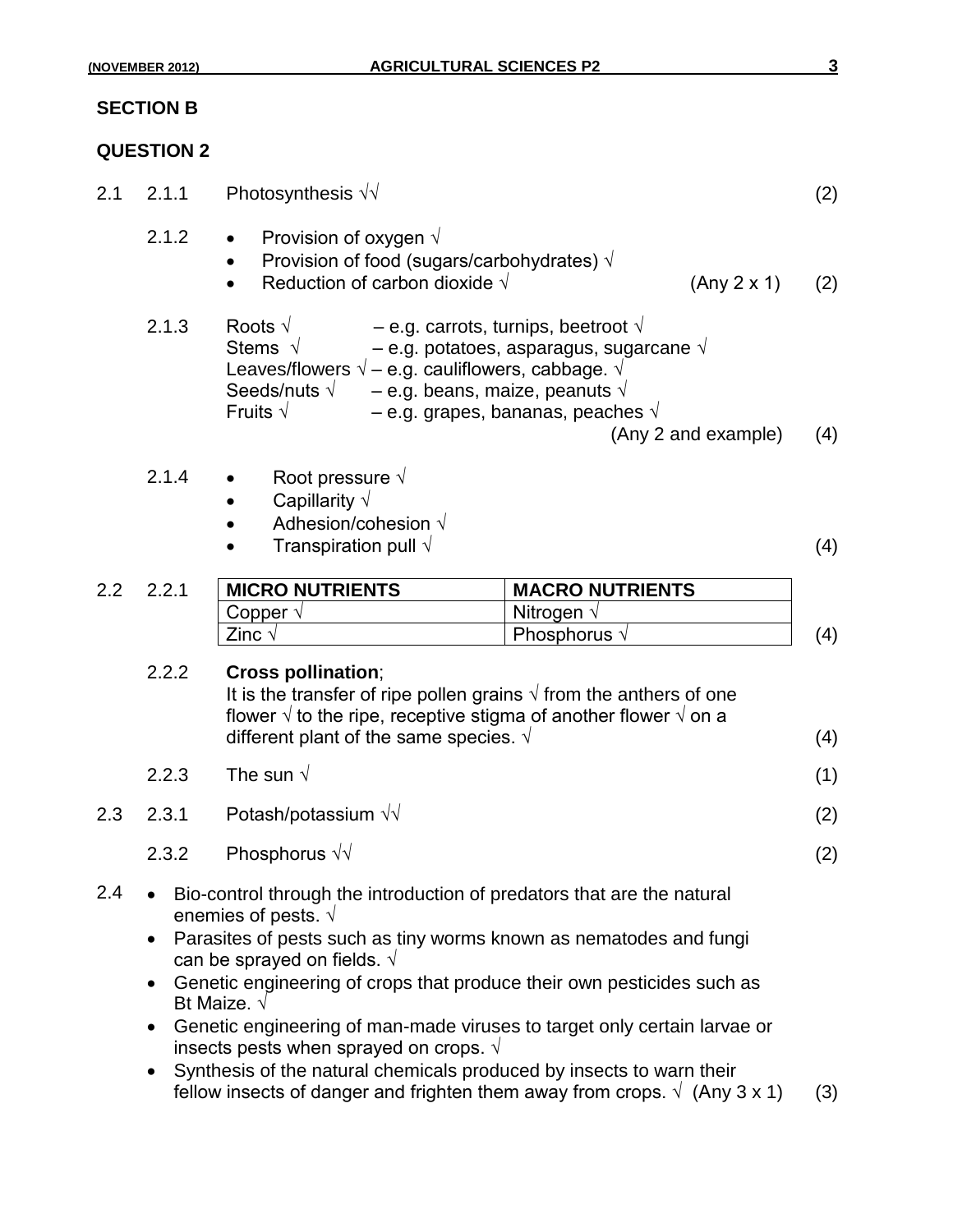## SECTION B

## QUESTION 2

2.1 2.1.1 Photosynthesis √√ (2)

2.1.2
- Provision of oxygen √
- Provision of food (sugars/carbohydrates) √
- Reduction of carbon dioxide √ (Any 2 x 1) (2)

2.1.3
Roots √ – e.g. carrots, turnips, beetroot √
Stems √ – e.g. potatoes, asparagus, sugarcane √
Leaves/flowers √ – e.g. cauliflowers, cabbage. √
Seeds/nuts √ – e.g. beans, maize, peanuts √
Fruits √ – e.g. grapes, bananas, peaches √
(Any 2 and example) (4)

2.1.4
- Root pressure √
- Capillarity √
- Adhesion/cohesion √
- Transpiration pull √ (4)

2.2 2.2.1

| MICRO NUTRIENTS | MACRO NUTRIENTS |
|---|---|
| Copper √ | Nitrogen √ |
| Zinc √ | Phosphorus √ |

(4)

2.2.2 **Cross pollination**;
It is the transfer of ripe pollen grains √ from the anthers of one flower √ to the ripe, receptive stigma of another flower √ on a different plant of the same species. √ (4)

2.2.3 The sun √ (1)

2.3 2.3.1 Potash/potassium √√ (2)

2.3.2 Phosphorus √√ (2)

2.4
- Bio-control through the introduction of predators that are the natural enemies of pests. √
- Parasites of pests such as tiny worms known as nematodes and fungi can be sprayed on fields. √
- Genetic engineering of crops that produce their own pesticides such as Bt Maize. √
- Genetic engineering of man-made viruses to target only certain larvae or insects pests when sprayed on crops. √
- Synthesis of the natural chemicals produced by insects to warn their fellow insects of danger and frighten them away from crops. √ (Any 3 x 1) (3)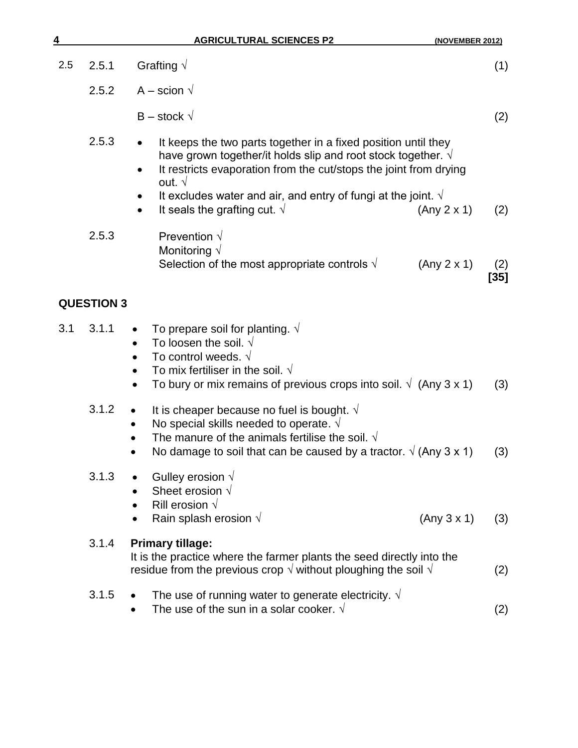2.5 2.5.1 Grafting √ (1)

2.5.2 A – scion √

B – stock √ (2)

2.5.3
- It keeps the two parts together in a fixed position until they have grown together/it holds slip and root stock together. √
- It restricts evaporation from the cut/stops the joint from drying out. √
- It excludes water and air, and entry of fungi at the joint. √
- It seals the grafting cut. √ (Any 2 x 1) (2)

2.5.3 Prevention √
Monitoring √
Selection of the most appropriate controls √ (Any 2 x 1) (2)

**[35]**

## QUESTION 3

3.1 3.1.1
- To prepare soil for planting. √
- To loosen the soil. √
- To control weeds. √
- To mix fertiliser in the soil. √
- To bury or mix remains of previous crops into soil. √ (Any 3 x 1) (3)

3.1.2
- It is cheaper because no fuel is bought. √
- No special skills needed to operate. √
- The manure of the animals fertilise the soil. √
- No damage to soil that can be caused by a tractor. √ (Any 3 x 1) (3)

3.1.3
- Gulley erosion √
- Sheet erosion √
- Rill erosion √
- Rain splash erosion √ (Any 3 x 1) (3)

3.1.4 **Primary tillage:**
It is the practice where the farmer plants the seed directly into the residue from the previous crop √ without ploughing the soil √ (2)

3.1.5
- The use of running water to generate electricity. √
- The use of the sun in a solar cooker. √ (2)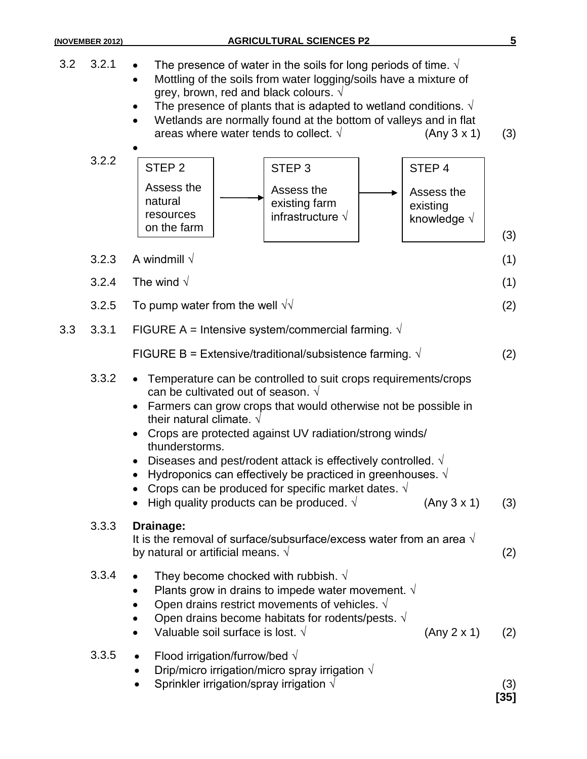3.2 3.2.1
- The presence of water in the soils for long periods of time. √
- Mottling of the soils from water logging/soils have a mixture of grey, brown, red and black colours. √
- The presence of plants that is adapted to wetland conditions. √
- Wetlands are normally found at the bottom of valleys and in flat areas where water tends to collect. √ (Any 3 x 1) (3)

3.2.2

| STEP 2 | → | STEP 3 | → | STEP 4 |
|---|---|---|---|---|
| Assess the natural resources on the farm | | Assess the existing farm infrastructure √ | | Assess the existing knowledge √ |

(3)

3.2.3 A windmill √ (1)

3.2.4 The wind √ (1)

3.2.5 To pump water from the well √√ (2)

3.3 3.3.1 FIGURE A = Intensive system/commercial farming. √

FIGURE B = Extensive/traditional/subsistence farming. √ (2)

3.3.2
- Temperature can be controlled to suit crops requirements/crops can be cultivated out of season. √
- Farmers can grow crops that would otherwise not be possible in their natural climate. √
- Crops are protected against UV radiation/strong winds/ thunderstorms.
- Diseases and pest/rodent attack is effectively controlled. √
- Hydroponics can effectively be practiced in greenhouses. √
- Crops can be produced for specific market dates. √
- High quality products can be produced. √ (Any 3 x 1) (3)

3.3.3 **Drainage:**
It is the removal of surface/subsurface/excess water from an area √ by natural or artificial means. √ (2)

3.3.4
- They become chocked with rubbish. √
- Plants grow in drains to impede water movement. √
- Open drains restrict movements of vehicles. √
- Open drains become habitats for rodents/pests. √
- Valuable soil surface is lost. √ (Any 2 x 1) (2)

3.3.5
- Flood irrigation/furrow/bed √
- Drip/micro irrigation/micro spray irrigation √
- Sprinkler irrigation/spray irrigation √ (3)

**[35]**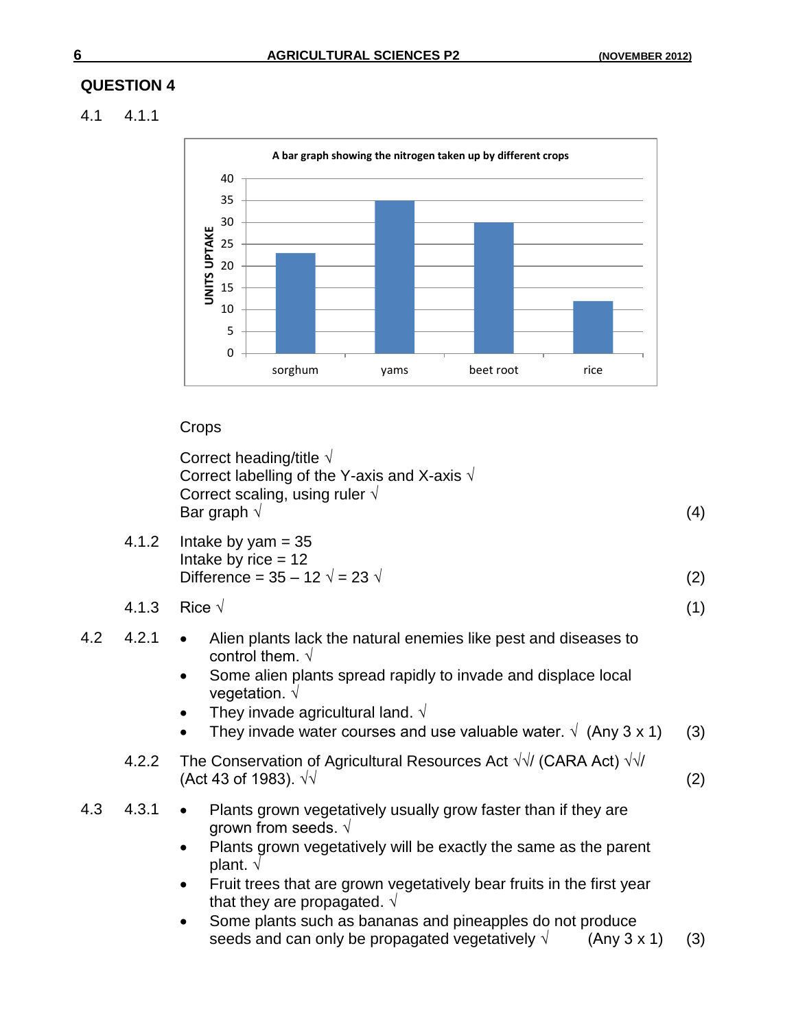## QUESTION 4

4.1 4.1.1

A bar graph showing the nitrogen taken up by different crops

| Crops | UNITS UPTAKE |
|---|---|
| sorghum | 23 |
| yams | 35 |
| beet root | 30 |
| rice | 12 |

Crops

Correct heading/title √
Correct labelling of the Y-axis and X-axis √
Correct scaling, using ruler √
Bar graph √ (4)

4.1.2 Intake by yam = 35
Intake by rice = 12
Difference = 35 – 12 √ = 23 √ (2)

4.1.3 Rice √ (1)

4.2 4.2.1

- Alien plants lack the natural enemies like pest and diseases to control them. √
- Some alien plants spread rapidly to invade and displace local vegetation. √
- They invade agricultural land. √
- They invade water courses and use valuable water. √ (Any 3 x 1) (3)

4.2.2 The Conservation of Agricultural Resources Act √√/ (CARA Act) √√/ (Act 43 of 1983). √√ (2)

4.3 4.3.1

- Plants grown vegetatively usually grow faster than if they are grown from seeds. √
- Plants grown vegetatively will be exactly the same as the parent plant. √
- Fruit trees that are grown vegetatively bear fruits in the first year that they are propagated. √
- Some plants such as bananas and pineapples do not produce seeds and can only be propagated vegetatively √ (Any 3 x 1) (3)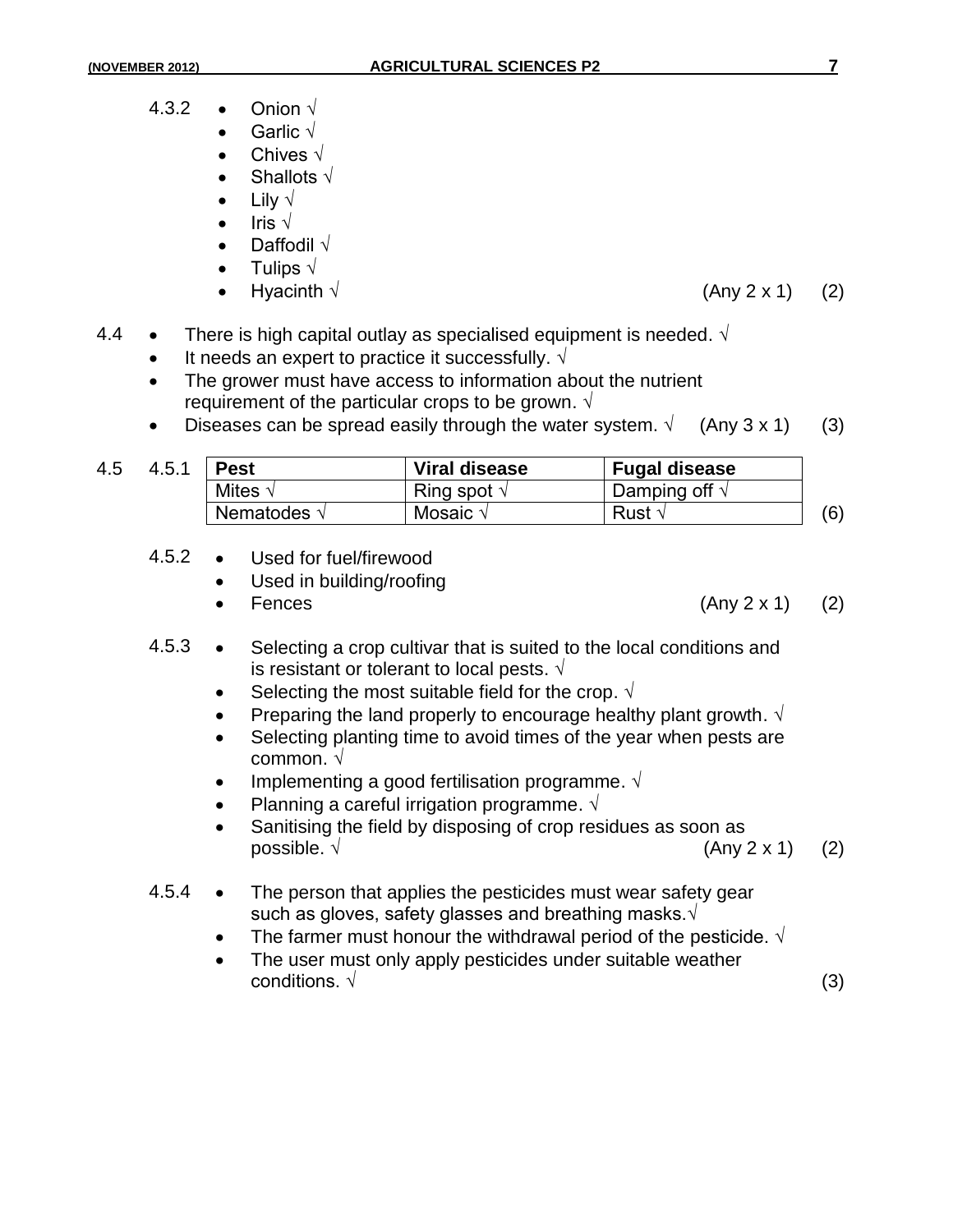4.3.2
- Onion √
- Garlic √
- Chives √
- Shallots √
- Lily √
- Iris √
- Daffodil √
- Tulips √
- Hyacinth √ (Any 2 x 1) (2)

4.4
- There is high capital outlay as specialised equipment is needed. √
- It needs an expert to practice it successfully. √
- The grower must have access to information about the nutrient requirement of the particular crops to be grown. √
- Diseases can be spread easily through the water system. √ (Any 3 x 1) (3)

4.5 4.5.1

| Pest | Viral disease | Fugal disease |
|---|---|---|
| Mites √ | Ring spot √ | Damping off √ |
| Nematodes √ | Mosaic √ | Rust √ |

(6)

4.5.2
- Used for fuel/firewood
- Used in building/roofing
- Fences (Any 2 x 1) (2)

4.5.3
- Selecting a crop cultivar that is suited to the local conditions and is resistant or tolerant to local pests. √
- Selecting the most suitable field for the crop. √
- Preparing the land properly to encourage healthy plant growth. √
- Selecting planting time to avoid times of the year when pests are common. √
- Implementing a good fertilisation programme. √
- Planning a careful irrigation programme. √
- Sanitising the field by disposing of crop residues as soon as possible. √ (Any 2 x 1) (2)

4.5.4
- The person that applies the pesticides must wear safety gear such as gloves, safety glasses and breathing masks.√
- The farmer must honour the withdrawal period of the pesticide. √
- The user must only apply pesticides under suitable weather conditions. √ (3)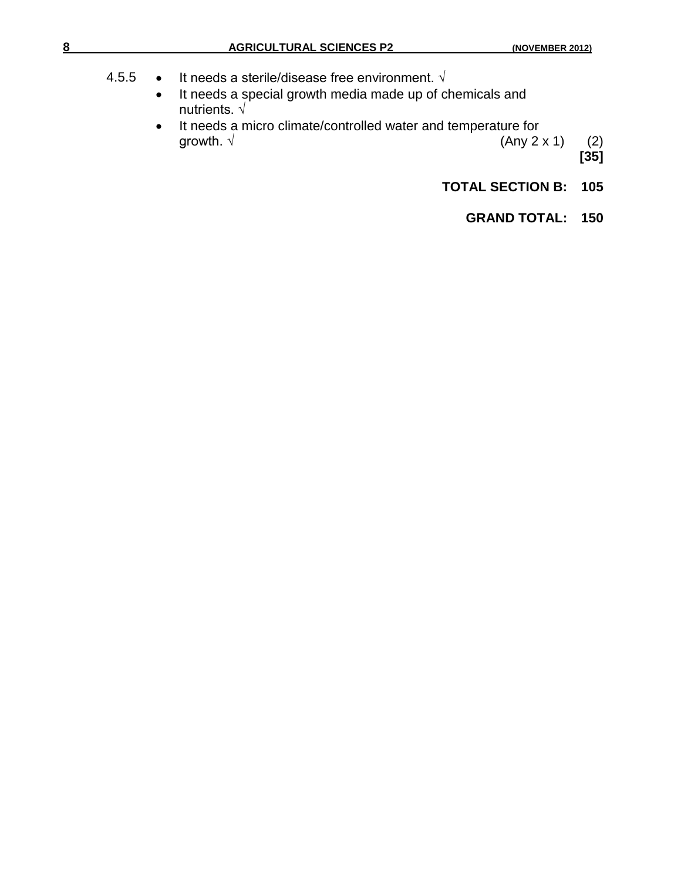4.5.5

- It needs a sterile/disease free environment. √
- It needs a special growth media made up of chemicals and nutrients. √
- It needs a micro climate/controlled water and temperature for growth. √ (Any 2 x 1) (2)

**[35]**

**TOTAL SECTION B: 105**

**GRAND TOTAL: 150**